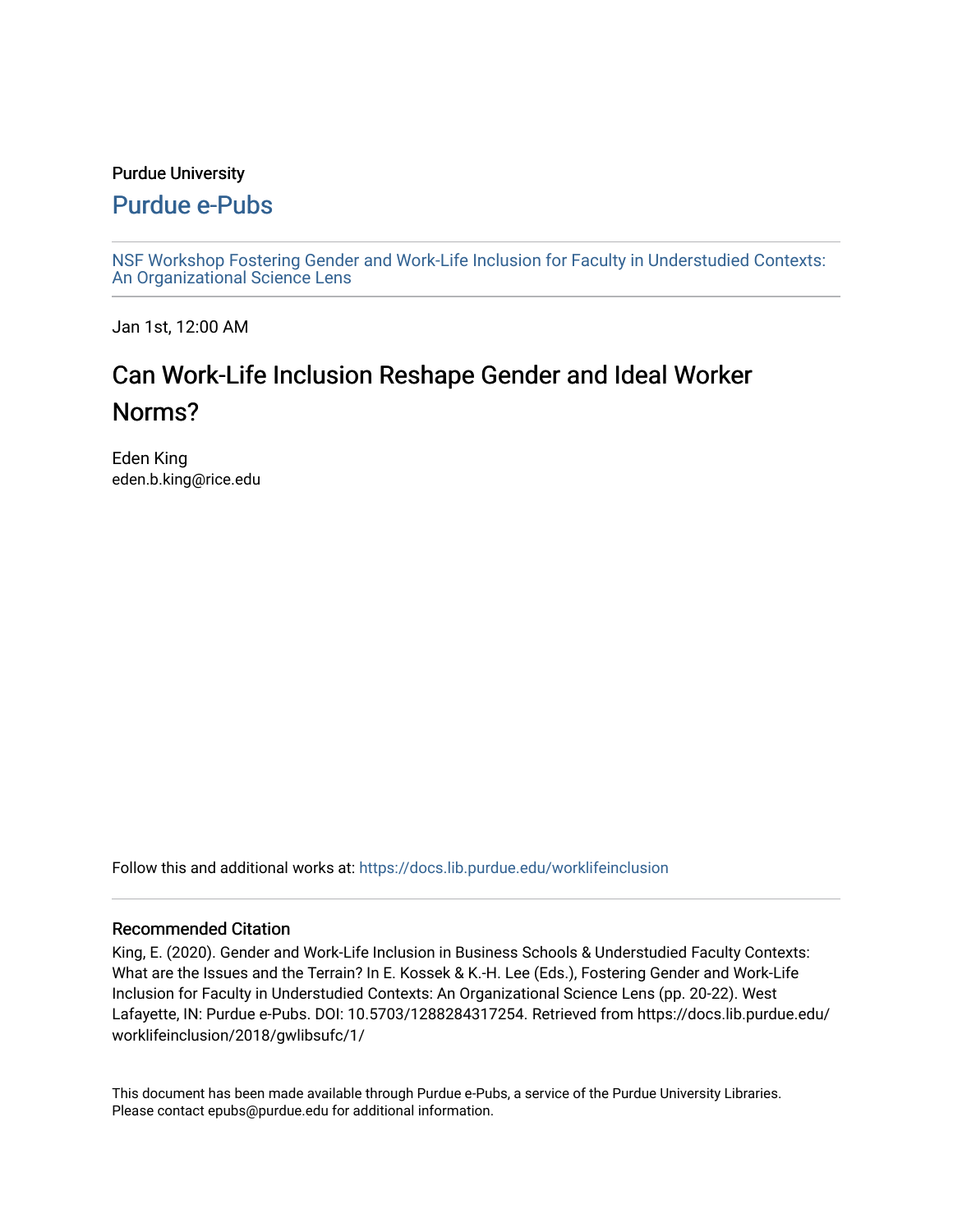Purdue University

# Purdue e-Pubs

NSF Workshop Fostering Gender and Work-Life Inclusion for Faculty in Understudied Contexts: An Organizational Science Lens

Jan 1st, 12:00 AM

## Can Work-Life Inclusion Reshape Gender and Ideal Worker Norms?

Eden King
eden.b.king@rice.edu

Follow this and additional works at: https://docs.lib.purdue.edu/worklifeinclusion

### Recommended Citation

King, E. (2020). Gender and Work-Life Inclusion in Business Schools & Understudied Faculty Contexts: What are the Issues and the Terrain? In E. Kossek & K.-H. Lee (Eds.), Fostering Gender and Work-Life Inclusion for Faculty in Understudied Contexts: An Organizational Science Lens (pp. 20-22). West Lafayette, IN: Purdue e-Pubs. DOI: 10.5703/1288284317254. Retrieved from https://docs.lib.purdue.edu/worklifeinclusion/2018/gwlibsufc/1/

This document has been made available through Purdue e-Pubs, a service of the Purdue University Libraries. Please contact epubs@purdue.edu for additional information.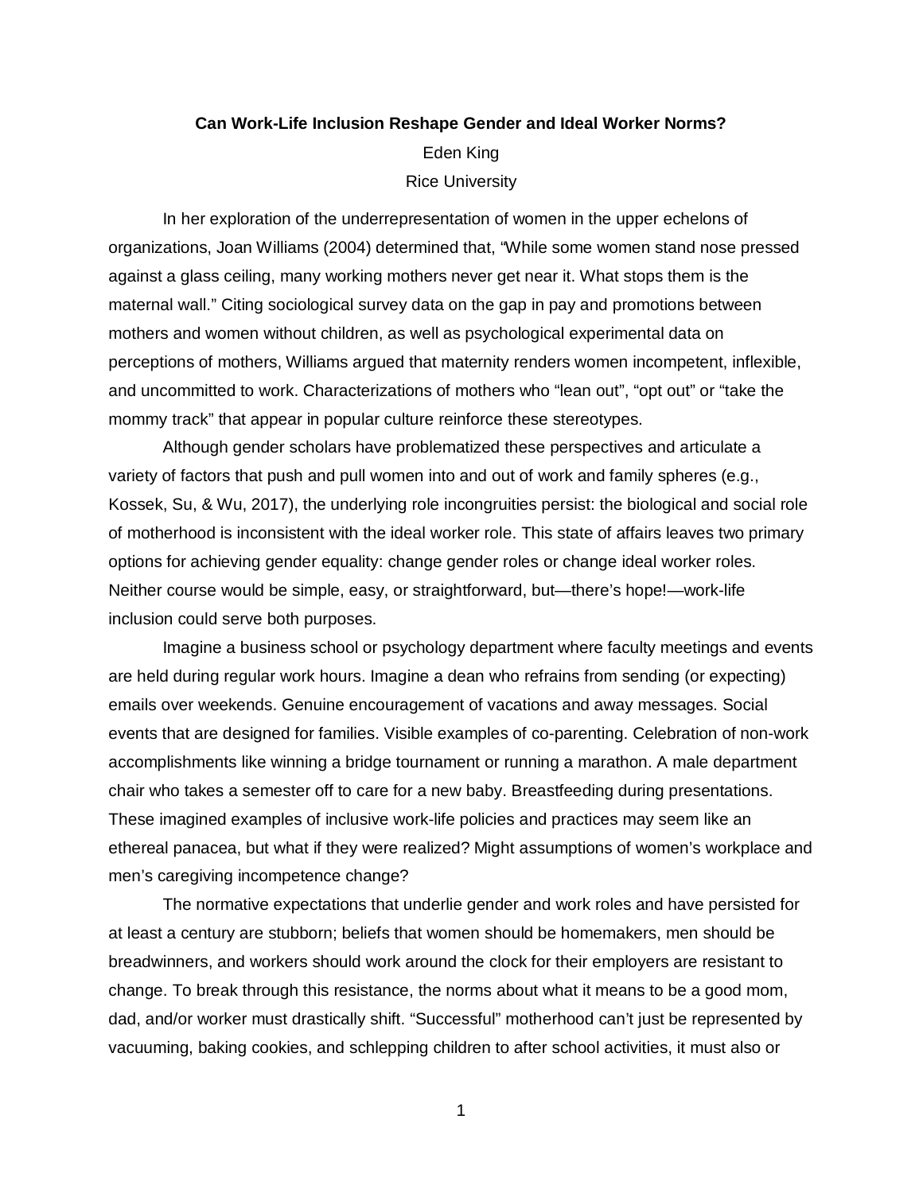**Can Work-Life Inclusion Reshape Gender and Ideal Worker Norms?**

Eden King

Rice University

In her exploration of the underrepresentation of women in the upper echelons of organizations, Joan Williams (2004) determined that, "While some women stand nose pressed against a glass ceiling, many working mothers never get near it. What stops them is the maternal wall." Citing sociological survey data on the gap in pay and promotions between mothers and women without children, as well as psychological experimental data on perceptions of mothers, Williams argued that maternity renders women incompetent, inflexible, and uncommitted to work. Characterizations of mothers who "lean out", "opt out" or "take the mommy track" that appear in popular culture reinforce these stereotypes.

Although gender scholars have problematized these perspectives and articulate a variety of factors that push and pull women into and out of work and family spheres (e.g., Kossek, Su, & Wu, 2017), the underlying role incongruities persist: the biological and social role of motherhood is inconsistent with the ideal worker role. This state of affairs leaves two primary options for achieving gender equality: change gender roles or change ideal worker roles. Neither course would be simple, easy, or straightforward, but—there's hope!—work-life inclusion could serve both purposes.

Imagine a business school or psychology department where faculty meetings and events are held during regular work hours. Imagine a dean who refrains from sending (or expecting) emails over weekends. Genuine encouragement of vacations and away messages. Social events that are designed for families. Visible examples of co-parenting. Celebration of non-work accomplishments like winning a bridge tournament or running a marathon. A male department chair who takes a semester off to care for a new baby. Breastfeeding during presentations. These imagined examples of inclusive work-life policies and practices may seem like an ethereal panacea, but what if they were realized? Might assumptions of women's workplace and men's caregiving incompetence change?

The normative expectations that underlie gender and work roles and have persisted for at least a century are stubborn; beliefs that women should be homemakers, men should be breadwinners, and workers should work around the clock for their employers are resistant to change. To break through this resistance, the norms about what it means to be a good mom, dad, and/or worker must drastically shift. "Successful" motherhood can't just be represented by vacuuming, baking cookies, and schlepping children to after school activities, it must also or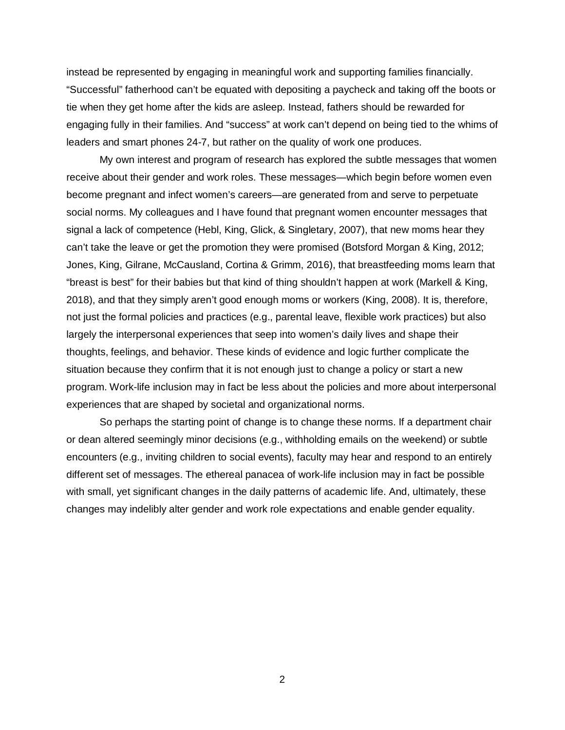instead be represented by engaging in meaningful work and supporting families financially. “Successful” fatherhood can’t be equated with depositing a paycheck and taking off the boots or tie when they get home after the kids are asleep. Instead, fathers should be rewarded for engaging fully in their families. And “success” at work can’t depend on being tied to the whims of leaders and smart phones 24-7, but rather on the quality of work one produces.

My own interest and program of research has explored the subtle messages that women receive about their gender and work roles. These messages—which begin before women even become pregnant and infect women’s careers—are generated from and serve to perpetuate social norms. My colleagues and I have found that pregnant women encounter messages that signal a lack of competence (Hebl, King, Glick, & Singletary, 2007), that new moms hear they can’t take the leave or get the promotion they were promised (Botsford Morgan & King, 2012; Jones, King, Gilrane, McCausland, Cortina & Grimm, 2016), that breastfeeding moms learn that “breast is best” for their babies but that kind of thing shouldn’t happen at work (Markell & King, 2018), and that they simply aren’t good enough moms or workers (King, 2008). It is, therefore, not just the formal policies and practices (e.g., parental leave, flexible work practices) but also largely the interpersonal experiences that seep into women’s daily lives and shape their thoughts, feelings, and behavior. These kinds of evidence and logic further complicate the situation because they confirm that it is not enough just to change a policy or start a new program. Work-life inclusion may in fact be less about the policies and more about interpersonal experiences that are shaped by societal and organizational norms.

So perhaps the starting point of change is to change these norms. If a department chair or dean altered seemingly minor decisions (e.g., withholding emails on the weekend) or subtle encounters (e.g., inviting children to social events), faculty may hear and respond to an entirely different set of messages. The ethereal panacea of work-life inclusion may in fact be possible with small, yet significant changes in the daily patterns of academic life. And, ultimately, these changes may indelibly alter gender and work role expectations and enable gender equality.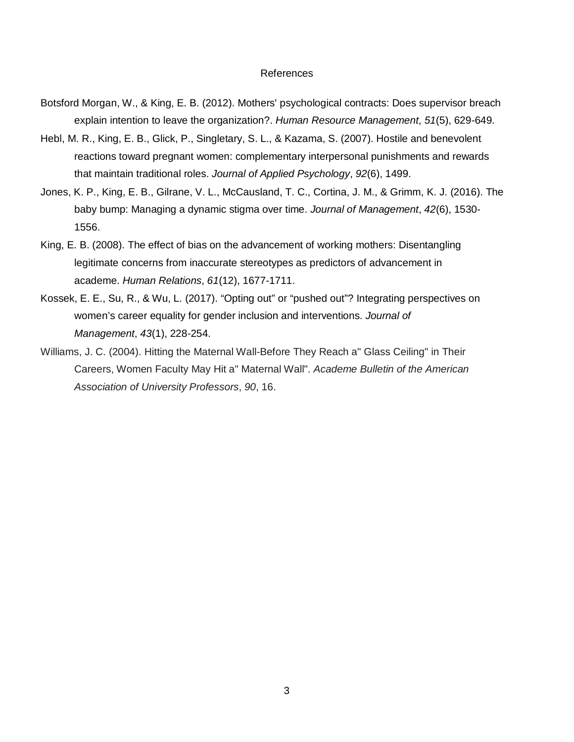# References

Botsford Morgan, W., & King, E. B. (2012). Mothers' psychological contracts: Does supervisor breach explain intention to leave the organization?. *Human Resource Management*, *51*(5), 629-649.

Hebl, M. R., King, E. B., Glick, P., Singletary, S. L., & Kazama, S. (2007). Hostile and benevolent reactions toward pregnant women: complementary interpersonal punishments and rewards that maintain traditional roles. *Journal of Applied Psychology*, *92*(6), 1499.

Jones, K. P., King, E. B., Gilrane, V. L., McCausland, T. C., Cortina, J. M., & Grimm, K. J. (2016). The baby bump: Managing a dynamic stigma over time. *Journal of Management*, *42*(6), 1530-1556.

King, E. B. (2008). The effect of bias on the advancement of working mothers: Disentangling legitimate concerns from inaccurate stereotypes as predictors of advancement in academe. *Human Relations*, *61*(12), 1677-1711.

Kossek, E. E., Su, R., & Wu, L. (2017). "Opting out" or "pushed out"? Integrating perspectives on women's career equality for gender inclusion and interventions. *Journal of Management*, *43*(1), 228-254.

Williams, J. C. (2004). Hitting the Maternal Wall-Before They Reach a" Glass Ceiling" in Their Careers, Women Faculty May Hit a" Maternal Wall". *Academe Bulletin of the American Association of University Professors*, *90*, 16.